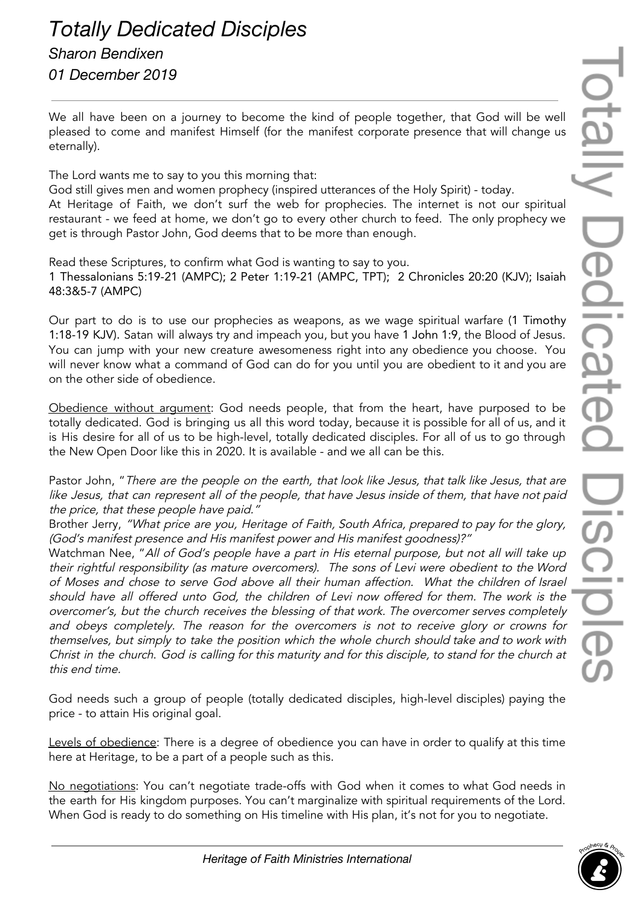# *Totally Dedicated Disciples*

*Sharon Bendixen*

*01 December 2019*

---

We all have been on a journey to become the kind of people together, that God will be well pleased to come and manifest Himself (for the manifest corporate presence that will change us eternally).

The Lord wants me to say to you this morning that:
God still gives men and women prophecy (inspired utterances of the Holy Spirit) - today.
At Heritage of Faith, we don't surf the web for prophecies. The internet is not our spiritual restaurant - we feed at home, we don't go to every other church to feed. The only prophecy we get is through Pastor John, God deems that to be more than enough.

Read these Scriptures, to confirm what God is wanting to say to you.
1 Thessalonians 5:19-21 (AMPC); 2 Peter 1:19-21 (AMPC, TPT); 2 Chronicles 20:20 (KJV); Isaiah 48:3&5-7 (AMPC)

Our part to do is to use our prophecies as weapons, as we wage spiritual warfare (1 Timothy 1:18-19 KJV). Satan will always try and impeach you, but you have 1 John 1:9, the Blood of Jesus. You can jump with your new creature awesomeness right into any obedience you choose. You will never know what a command of God can do for you until you are obedient to it and you are on the other side of obedience.

<u>Obedience without argument</u>: God needs people, that from the heart, have purposed to be totally dedicated. God is bringing us all this word today, because it is possible for all of us, and it is His desire for all of us to be high-level, totally dedicated disciples. For all of us to go through the New Open Door like this in 2020. It is available - and we all can be this.

Pastor John, "*There are the people on the earth, that look like Jesus, that talk like Jesus, that are like Jesus, that can represent all of the people, that have Jesus inside of them, that have not paid the price, that these people have paid.*"
Brother Jerry, *"What price are you, Heritage of Faith, South Africa, prepared to pay for the glory, (God's manifest presence and His manifest power and His manifest goodness)?"*
Watchman Nee, "*All of God's people have a part in His eternal purpose, but not all will take up their rightful responsibility (as mature overcomers). The sons of Levi were obedient to the Word of Moses and chose to serve God above all their human affection. What the children of Israel should have all offered unto God, the children of Levi now offered for them. The work is the overcomer's, but the church receives the blessing of that work. The overcomer serves completely and obeys completely. The reason for the overcomers is not to receive glory or crowns for themselves, but simply to take the position which the whole church should take and to work with Christ in the church. God is calling for this maturity and for this disciple, to stand for the church at this end time.*

God needs such a group of people (totally dedicated disciples, high-level disciples) paying the price - to attain His original goal.

<u>Levels of obedience</u>: There is a degree of obedience you can have in order to qualify at this time here at Heritage, to be a part of a people such as this.

<u>No negotiations</u>: You can't negotiate trade-offs with God when it comes to what God needs in the earth for His kingdom purposes. You can't marginalize with spiritual requirements of the Lord. When God is ready to do something on His timeline with His plan, it's not for you to negotiate.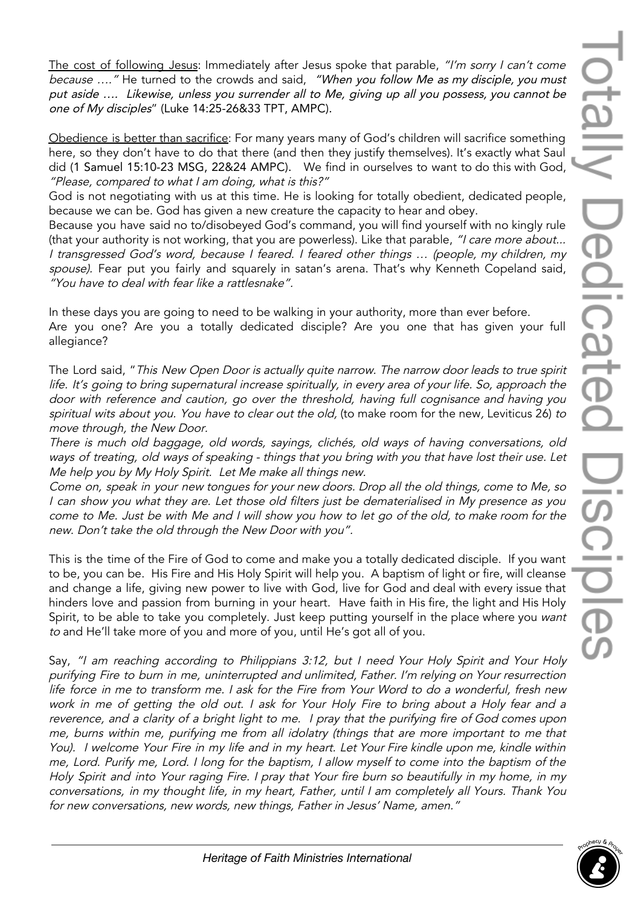<u>The cost of following Jesus</u>: Immediately after Jesus spoke that parable, *"I'm sorry I can't come because …."* He turned to the crowds and said, *"When you follow Me as my disciple, you must put aside …. Likewise, unless you surrender all to Me, giving up all you possess, you cannot be one of My disciples*" (Luke 14:25-26&33 TPT, AMPC).

<u>Obedience is better than sacrifice</u>: For many years many of God's children will sacrifice something here, so they don't have to do that there (and then they justify themselves). It's exactly what Saul did (1 Samuel 15:10-23 MSG, 22&24 AMPC). We find in ourselves to want to do this with God, *"Please, compared to what I am doing, what is this?"*

God is not negotiating with us at this time. He is looking for totally obedient, dedicated people, because we can be. God has given a new creature the capacity to hear and obey.

Because you have said no to/disobeyed God's command, you will find yourself with no kingly rule (that your authority is not working, that you are powerless). Like that parable, *"I care more about... I transgressed God's word, because I feared. I feared other things … (people, my children, my spouse).* Fear put you fairly and squarely in satan's arena. That's why Kenneth Copeland said, *"You have to deal with fear like a rattlesnake"*.

In these days you are going to need to be walking in your authority, more than ever before.
Are you one? Are you a totally dedicated disciple? Are you one that has given your full allegiance?

The Lord said, "*This New Open Door is actually quite narrow. The narrow door leads to true spirit life. It's going to bring supernatural increase spiritually, in every area of your life. So, approach the door with reference and caution, go over the threshold, having full cognisance and having you spiritual wits about you. You have to clear out the old,* (to make room for the new, Leviticus 26) *to move through, the New Door.*

*There is much old baggage, old words, sayings, clichés, old ways of having conversations, old ways of treating, old ways of speaking - things that you bring with you that have lost their use. Let Me help you by My Holy Spirit. Let Me make all things new.*

*Come on, speak in your new tongues for your new doors. Drop all the old things, come to Me, so I can show you what they are. Let those old filters just be dematerialised in My presence as you come to Me. Just be with Me and I will show you how to let go of the old, to make room for the new. Don't take the old through the New Door with you"*.

This is the time of the Fire of God to come and make you a totally dedicated disciple. If you want to be, you can be. His Fire and His Holy Spirit will help you. A baptism of light or fire, will cleanse and change a life, giving new power to live with God, live for God and deal with every issue that hinders love and passion from burning in your heart. Have faith in His fire, the light and His Holy Spirit, to be able to take you completely. Just keep putting yourself in the place where you *want to* and He'll take more of you and more of you, until He's got all of you.

Say, *"I am reaching according to Philippians 3:12, but I need Your Holy Spirit and Your Holy purifying Fire to burn in me, uninterrupted and unlimited, Father. I'm relying on Your resurrection life force in me to transform me. I ask for the Fire from Your Word to do a wonderful, fresh new work in me of getting the old out. I ask for Your Holy Fire to bring about a Holy fear and a reverence, and a clarity of a bright light to me. I pray that the purifying fire of God comes upon me, burns within me, purifying me from all idolatry (things that are more important to me that You). I welcome Your Fire in my life and in my heart. Let Your Fire kindle upon me, kindle within me, Lord. Purify me, Lord. I long for the baptism, I allow myself to come into the baptism of the Holy Spirit and into Your raging Fire. I pray that Your fire burn so beautifully in my home, in my conversations, in my thought life, in my heart, Father, until I am completely all Yours. Thank You for new conversations, new words, new things, Father in Jesus' Name, amen."*